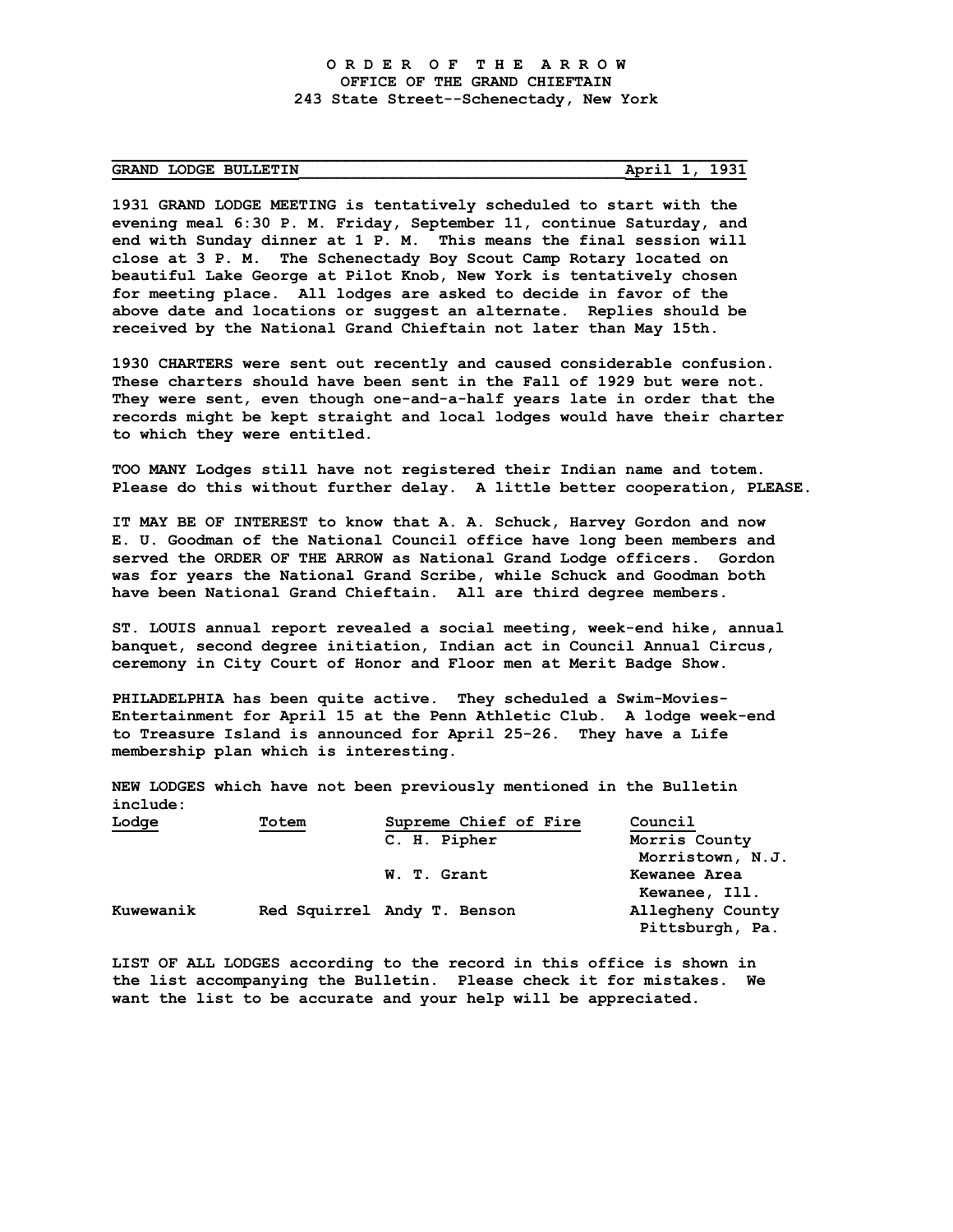**O R D E R   O F   T H E   A R R O W**
**OFFICE OF THE GRAND CHIEFTAIN**
**243 State Street--Schenectady, New York**

**GRAND LODGE BULLETIN** — **April 1, 1931**

**1931 GRAND LODGE MEETING** is tentatively scheduled to start with the evening meal 6:30 P. M. Friday, September 11, continue Saturday, and end with Sunday dinner at 1 P. M. This means the final session will close at 3 P. M. The Schenectady Boy Scout Camp Rotary located on beautiful Lake George at Pilot Knob, New York is tentatively chosen for meeting place. All lodges are asked to decide in favor of the above date and locations or suggest an alternate. Replies should be received by the National Grand Chieftain not later than May 15th.

**1930 CHARTERS** were sent out recently and caused considerable confusion. These charters should have been sent in the Fall of 1929 but were not. They were sent, even though one-and-a-half years late in order that the records might be kept straight and local lodges would have their charter to which they were entitled.

**TOO MANY** Lodges still have not registered their Indian name and totem. Please do this without further delay. A little better cooperation, PLEASE.

**IT MAY BE OF INTEREST** to know that A. A. Schuck, Harvey Gordon and now E. U. Goodman of the National Council office have long been members and served the ORDER OF THE ARROW as National Grand Lodge officers. Gordon was for years the National Grand Scribe, while Schuck and Goodman both have been National Grand Chieftain. All are third degree members.

**ST. LOUIS** annual report revealed a social meeting, week-end hike, annual banquet, second degree initiation, Indian act in Council Annual Circus, ceremony in City Court of Honor and Floor men at Merit Badge Show.

**PHILADELPHIA** has been quite active. They scheduled a Swim-Movies-Entertainment for April 15 at the Penn Athletic Club. A lodge week-end to Treasure Island is announced for April 25-26. They have a Life membership plan which is interesting.

**NEW LODGES** which have not been previously mentioned in the Bulletin include:

| Lodge | Totem | Supreme Chief of Fire | Council |
|---|---|---|---|
| | | C. H. Pipher | Morris County Morristown, N.J. |
| | | W. T. Grant | Kewanee Area Kewanee, Ill. |
| Kuwewanik | Red Squirrel | Andy T. Benson | Allegheny County Pittsburgh, Pa. |

**LIST OF ALL LODGES** according to the record in this office is shown in the list accompanying the Bulletin. Please check it for mistakes. We want the list to be accurate and your help will be appreciated.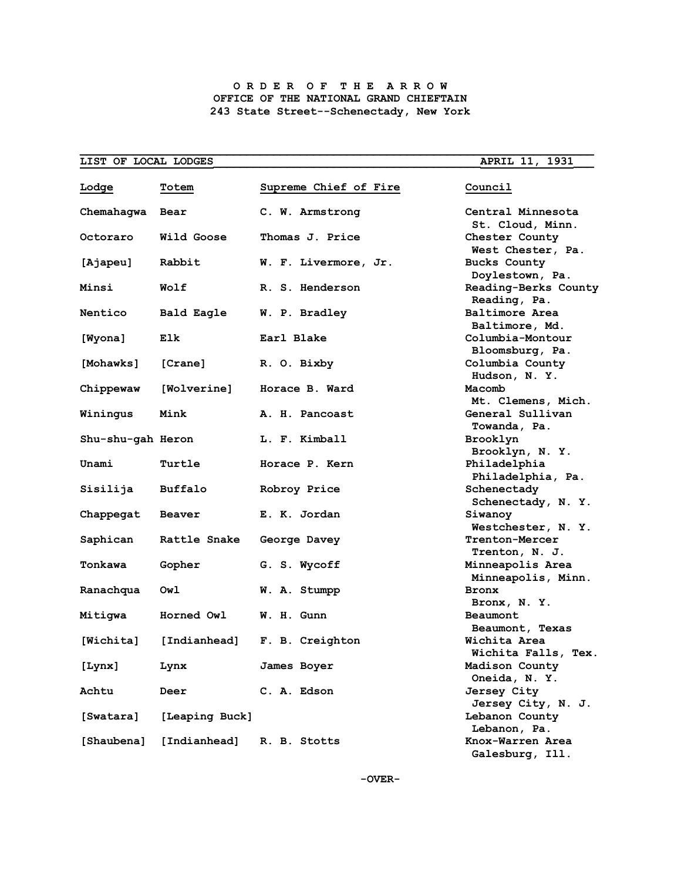**O R D E R O F T H E A R R O W**
**OFFICE OF THE NATIONAL GRAND CHIEFTAIN**
**243 State Street--Schenectady, New York**

**LIST OF LOCAL LODGES** — **APRIL 11, 1931**

| Lodge | Totem | Supreme Chief of Fire | Council |
|---|---|---|---|
| Chemahagwa | Bear | C. W. Armstrong | Central Minnesota<br>St. Cloud, Minn. |
| Octoraro | Wild Goose | Thomas J. Price | Chester County<br>West Chester, Pa. |
| [Ajapeu] | Rabbit | W. F. Livermore, Jr. | Bucks County<br>Doylestown, Pa. |
| Minsi | Wolf | R. S. Henderson | Reading-Berks County<br>Reading, Pa. |
| Nentico | Bald Eagle | W. P. Bradley | Baltimore Area<br>Baltimore, Md. |
| [Wyona] | Elk | Earl Blake | Columbia-Montour<br>Bloomsburg, Pa. |
| [Mohawks] | [Crane] | R. O. Bixby | Columbia County<br>Hudson, N. Y. |
| Chippewaw | [Wolverine] | Horace B. Ward | Macomb<br>Mt. Clemens, Mich. |
| Winingus | Mink | A. H. Pancoast | General Sullivan<br>Towanda, Pa. |
| Shu-shu-gah | Heron | L. F. Kimball | Brooklyn<br>Brooklyn, N. Y. |
| Unami | Turtle | Horace P. Kern | Philadelphia<br>Philadelphia, Pa. |
| Sisilija | Buffalo | Robroy Price | Schenectady<br>Schenectady, N. Y. |
| Chappegat | Beaver | E. K. Jordan | Siwanoy<br>Westchester, N. Y. |
| Saphican | Rattle Snake | George Davey | Trenton-Mercer<br>Trenton, N. J. |
| Tonkawa | Gopher | G. S. Wycoff | Minneapolis Area<br>Minneapolis, Minn. |
| Ranachqua | Owl | W. A. Stumpp | Bronx<br>Bronx, N. Y. |
| Mitigwa | Horned Owl | W. H. Gunn | Beaumont<br>Beaumont, Texas |
| [Wichita] | [Indianhead] | F. B. Creighton | Wichita Area<br>Wichita Falls, Tex. |
| [Lynx] | Lynx | James Boyer | Madison County<br>Oneida, N. Y. |
| Achtu | Deer | C. A. Edson | Jersey City<br>Jersey City, N. J. |
| [Swatara] | [Leaping Buck] | | Lebanon County<br>Lebanon, Pa. |
| [Shaubena] | [Indianhead] | R. B. Stotts | Knox-Warren Area<br>Galesburg, Ill. |

-OVER-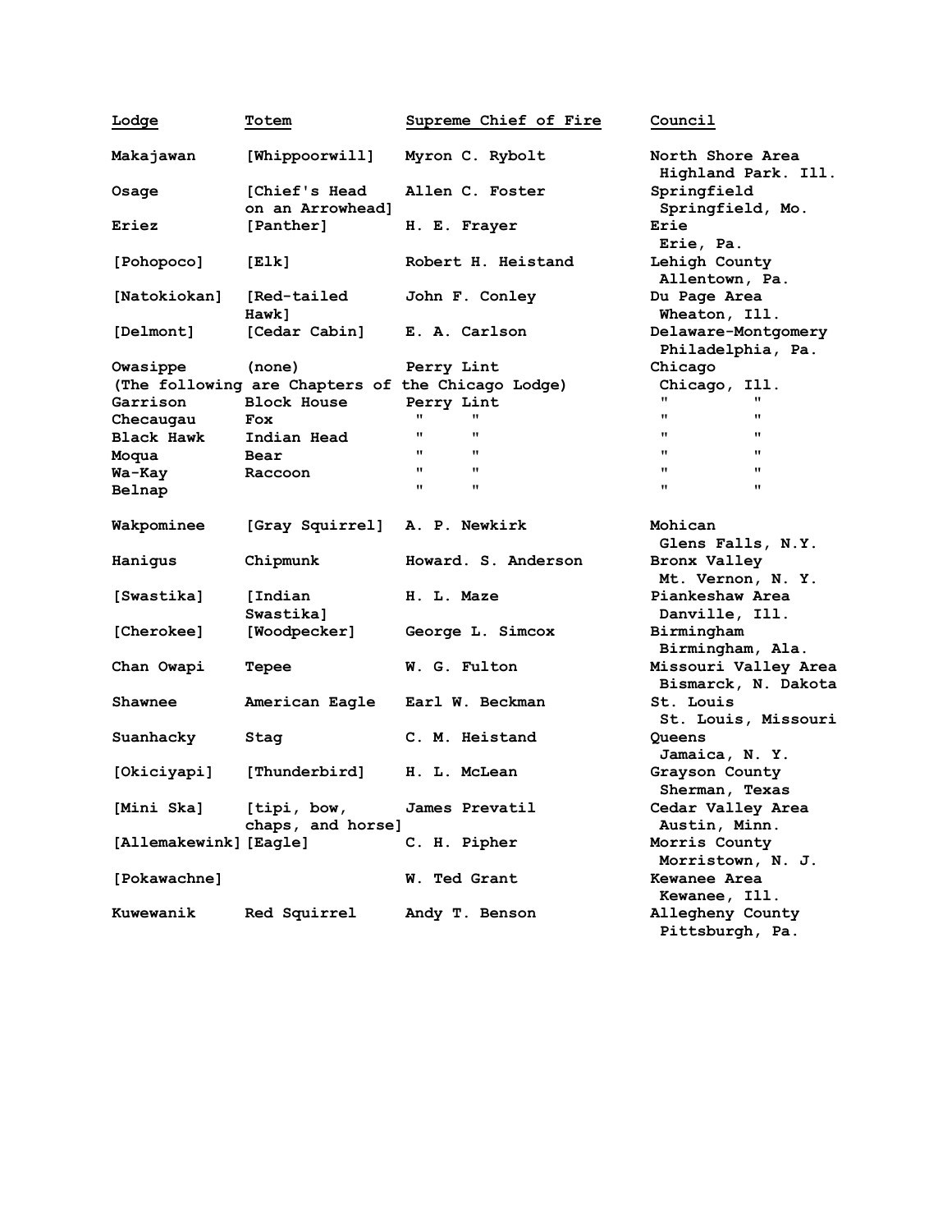| Lodge | Totem | Supreme Chief of Fire | Council |
|---|---|---|---|
| Makajawan | [Whippoorwill] | Myron C. Rybolt | North Shore Area Highland Park. Ill. |
| Osage | [Chief's Head on an Arrowhead] | Allen C. Foster | Springfield Springfield, Mo. |
| Eriez | [Panther] | H. E. Frayer | Erie Erie, Pa. |
| [Pohopoco] | [Elk] | Robert H. Heistand | Lehigh County Allentown, Pa. |
| [Natokiokan] | [Red-tailed Hawk] | John F. Conley | Du Page Area Wheaton, Ill. |
| [Delmont] | [Cedar Cabin] | E. A. Carlson | Delaware-Montgomery Philadelphia, Pa. |
| Owasippe | (none) | Perry Lint | Chicago Chicago, Ill. |
| (The following are Chapters of the Chicago Lodge) | | | |
| Garrison | Block House | Perry Lint | " " |
| Checaugau | Fox | " " | " " |
| Black Hawk | Indian Head | " " | " " |
| Moqua | Bear | " " | " " |
| Wa-Kay | Raccoon | " " | " " |
| Belnap | | " " | " " |
| Wakpominee | [Gray Squirrel] | A. P. Newkirk | Mohican Glens Falls, N.Y. |
| Hanigus | Chipmunk | Howard. S. Anderson | Bronx Valley Mt. Vernon, N. Y. |
| [Swastika] | [Indian Swastika] | H. L. Maze | Piankeshaw Area Danville, Ill. |
| [Cherokee] | [Woodpecker] | George L. Simcox | Birmingham Birmingham, Ala. |
| Chan Owapi | Tepee | W. G. Fulton | Missouri Valley Area Bismarck, N. Dakota |
| Shawnee | American Eagle | Earl W. Beckman | St. Louis St. Louis, Missouri |
| Suanhacky | Stag | C. M. Heistand | Queens Jamaica, N. Y. |
| [Okiciyapi] | [Thunderbird] | H. L. McLean | Grayson County Sherman, Texas |
| [Mini Ska] | [tipi, bow, chaps, and horse] | James Prevatil | Cedar Valley Area Austin, Minn. |
| [Allemakewink] | [Eagle] | C. H. Pipher | Morris County Morristown, N. J. |
| [Pokawachne] | | W. Ted Grant | Kewanee Area Kewanee, Ill. |
| Kuwewanik | Red Squirrel | Andy T. Benson | Allegheny County Pittsburgh, Pa. |